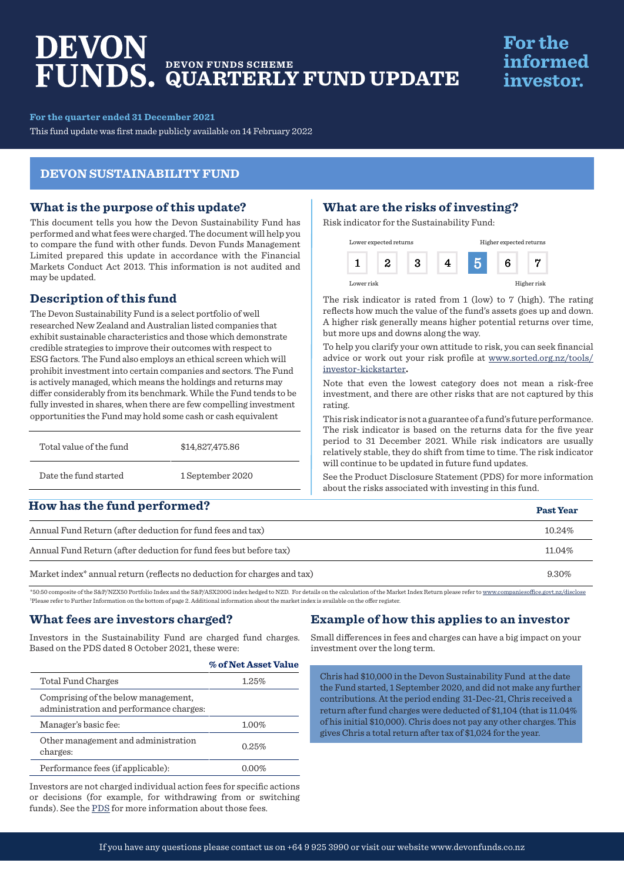# DEVON FUNDS. DEVON FUNDS SCHEME QUARTERLY FUND UPDATE

**For the informed investor.**

**For the quarter ended 31 December 2021**

This fund update was first made publicly available on 14 February 2022

## DEVON SUSTAINABILITY FUND

### What is the purpose of this update?

This document tells you how the Devon Sustainability Fund has performed and what fees were charged. The document will help you to compare the fund with other funds. Devon Funds Management Limited prepared this update in accordance with the Financial Markets Conduct Act 2013. This information is not audited and may be updated.

### Description of this fund

The Devon Sustainability Fund is a select portfolio of well researched New Zealand and Australian listed companies that exhibit sustainable characteristics and those which demonstrate credible strategies to improve their outcomes with respect to ESG factors. The Fund also employs an ethical screen which will prohibit investment into certain companies and sectors. The Fund is actively managed, which means the holdings and returns may differ considerably from its benchmark. While the Fund tends to be fully invested in shares, when there are few compelling investment opportunities the Fund may hold some cash or cash equivalent

| | |
|---|---|
| Total value of the fund | $14,827,475.86 |
| Date the fund started | 1 September 2020 |

### What are the risks of investing?

Risk indicator for the Sustainability Fund:

Lower expected returns — Higher expected returns

| 1 | 2 | 3 | 4 | **5** | 6 | 7 |
|---|---|---|---|---|---|---|

Lower risk — Higher risk

The risk indicator is rated from 1 (low) to 7 (high). The rating reflects how much the value of the fund's assets goes up and down. A higher risk generally means higher potential returns over time, but more ups and downs along the way.

To help you clarify your own attitude to risk, you can seek financial advice or work out your risk profile at www.sorted.org.nz/tools/investor-kickstarter**.**

Note that even the lowest category does not mean a risk-free investment, and there are other risks that are not captured by this rating.

This risk indicator is not a guarantee of a fund's future performance. The risk indicator is based on the returns data for the five year period to 31 December 2021. While risk indicators are usually relatively stable, they do shift from time to time. The risk indicator will continue to be updated in future fund updates.

See the Product Disclosure Statement (PDS) for more information about the risks associated with investing in this fund.

### How has the fund performed?

| | Past Year |
|---|---|
| Annual Fund Return (after deduction for fund fees and tax) | 10.24% |
| Annual Fund Return (after deduction for fund fees but before tax) | 11.04% |
| Market index* annual return (reflects no deduction for charges and tax) | 9.30% |

*50:50 composite of the S&P/NZX50 Portfolio Index and the S&P/ASX200G index hedged to NZD. For details on the calculation of the Market Index Return please refer to www.companiesoffice.govt.nz/disclose

[1]Please refer to Further Information on the bottom of page 2. Additional information about the market index is available on the offer register.

### What fees are investors charged?

Investors in the Sustainability Fund are charged fund charges. Based on the PDS dated 8 October 2021, these were:

| | % of Net Asset Value |
|---|---|
| Total Fund Charges | 1.25% |
| Comprising of the below management, administration and performance charges: | |
| Manager's basic fee: | 1.00% |
| Other management and administration charges: | 0.25% |
| Performance fees (if applicable): | 0.00% |

Investors are not charged individual action fees for specific actions or decisions (for example, for withdrawing from or switching funds). See the PDS for more information about those fees.

### Example of how this applies to an investor

Small differences in fees and charges can have a big impact on your investment over the long term.

Chris had $10,000 in the Devon Sustainability Fund at the date the Fund started, 1 September 2020, and did not make any further contributions. At the period ending 31-Dec-21, Chris received a return after fund charges were deducted of $1,104 (that is 11.04% of his initial $10,000). Chris does not pay any other charges. This gives Chris a total return after tax of $1,024 for the year.

If you have any questions please contact us on +64 9 925 3990 or visit our website www.devonfunds.co.nz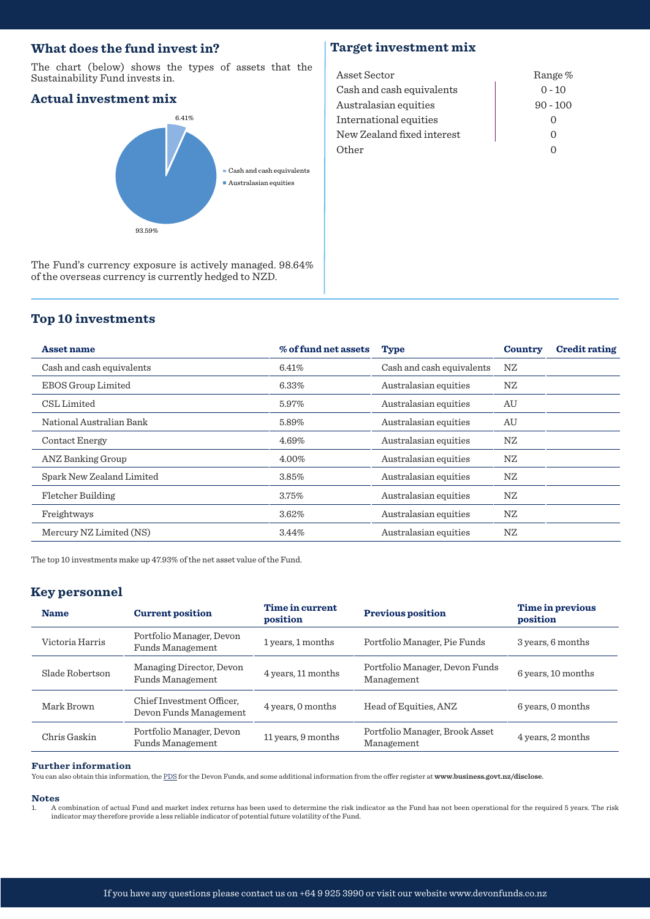## What does the fund invest in?

The chart (below) shows the types of assets that the Sustainability Fund invests in.

## Actual investment mix

6.41%

93.59%

Cash and cash equivalents

Australasian equities

The Fund's currency exposure is actively managed. 98.64% of the overseas currency is currently hedged to NZD.

## Target investment mix

| Asset Sector | Range % |
|---|---|
| Cash and cash equivalents | 0 - 10 |
| Australasian equities | 90 - 100 |
| International equities | 0 |
| New Zealand fixed interest | 0 |
| Other | 0 |

## Top 10 investments

| Asset name | % of fund net assets | Type | Country | Credit rating |
|---|---|---|---|---|
| Cash and cash equivalents | 6.41% | Cash and cash equivalents | NZ | |
| EBOS Group Limited | 6.33% | Australasian equities | NZ | |
| CSL Limited | 5.97% | Australasian equities | AU | |
| National Australian Bank | 5.89% | Australasian equities | AU | |
| Contact Energy | 4.69% | Australasian equities | NZ | |
| ANZ Banking Group | 4.00% | Australasian equities | NZ | |
| Spark New Zealand Limited | 3.85% | Australasian equities | NZ | |
| Fletcher Building | 3.75% | Australasian equities | NZ | |
| Freightways | 3.62% | Australasian equities | NZ | |
| Mercury NZ Limited (NS) | 3.44% | Australasian equities | NZ | |

The top 10 investments make up 47.93% of the net asset value of the Fund.

## Key personnel

| Name | Current position | Time in current position | Previous position | Time in previous position |
|---|---|---|---|---|
| Victoria Harris | Portfolio Manager, Devon Funds Management | 1 years, 1 months | Portfolio Manager, Pie Funds | 3 years, 6 months |
| Slade Robertson | Managing Director, Devon Funds Management | 4 years, 11 months | Portfolio Manager, Devon Funds Management | 6 years, 10 months |
| Mark Brown | Chief Investment Officer, Devon Funds Management | 4 years, 0 months | Head of Equities, ANZ | 6 years, 0 months |
| Chris Gaskin | Portfolio Manager, Devon Funds Management | 11 years, 9 months | Portfolio Manager, Brook Asset Management | 4 years, 2 months |

**Further information**

You can also obtain this information, the PDS for the Devon Funds, and some additional information from the offer register at **www.business.govt.nz/disclose**.

**Notes**

1. A combination of actual Fund and market index returns has been used to determine the risk indicator as the Fund has not been operational for the required 5 years. The risk indicator may therefore provide a less reliable indicator of potential future volatility of the Fund.

If you have any questions please contact us on +64 9 925 3990 or visit our website www.devonfunds.co.nz